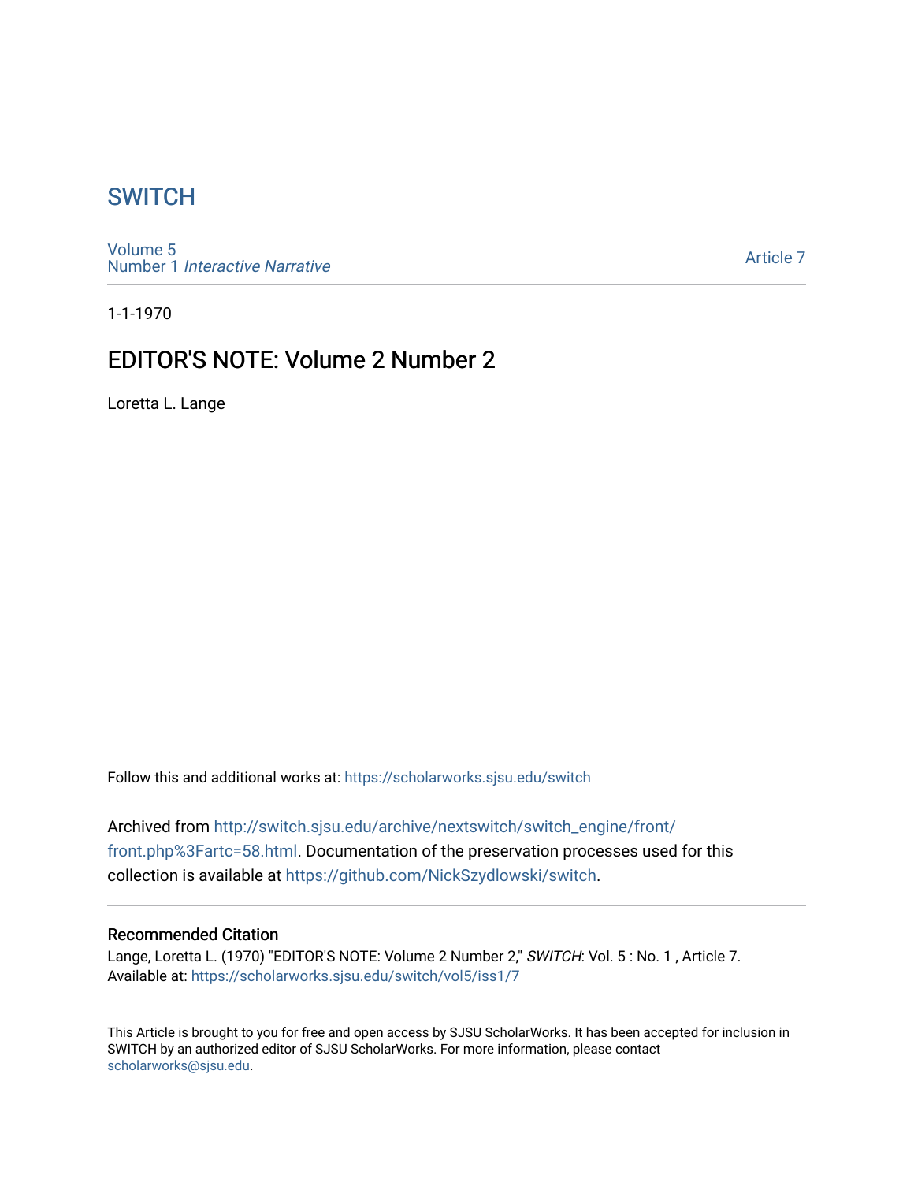# SWITCH

Volume 5
Number 1 *Interactive Narrative*

Article 7

1-1-1970

## EDITOR'S NOTE: Volume 2 Number 2

Loretta L. Lange

Follow this and additional works at: https://scholarworks.sjsu.edu/switch

Archived from http://switch.sjsu.edu/archive/nextswitch/switch_engine/front/front.php%3Fartc=58.html. Documentation of the preservation processes used for this collection is available at https://github.com/NickSzydlowski/switch.

### Recommended Citation

Lange, Loretta L. (1970) "EDITOR'S NOTE: Volume 2 Number 2," *SWITCH*: Vol. 5 : No. 1 , Article 7.
Available at: https://scholarworks.sjsu.edu/switch/vol5/iss1/7

This Article is brought to you for free and open access by SJSU ScholarWorks. It has been accepted for inclusion in SWITCH by an authorized editor of SJSU ScholarWorks. For more information, please contact scholarworks@sjsu.edu.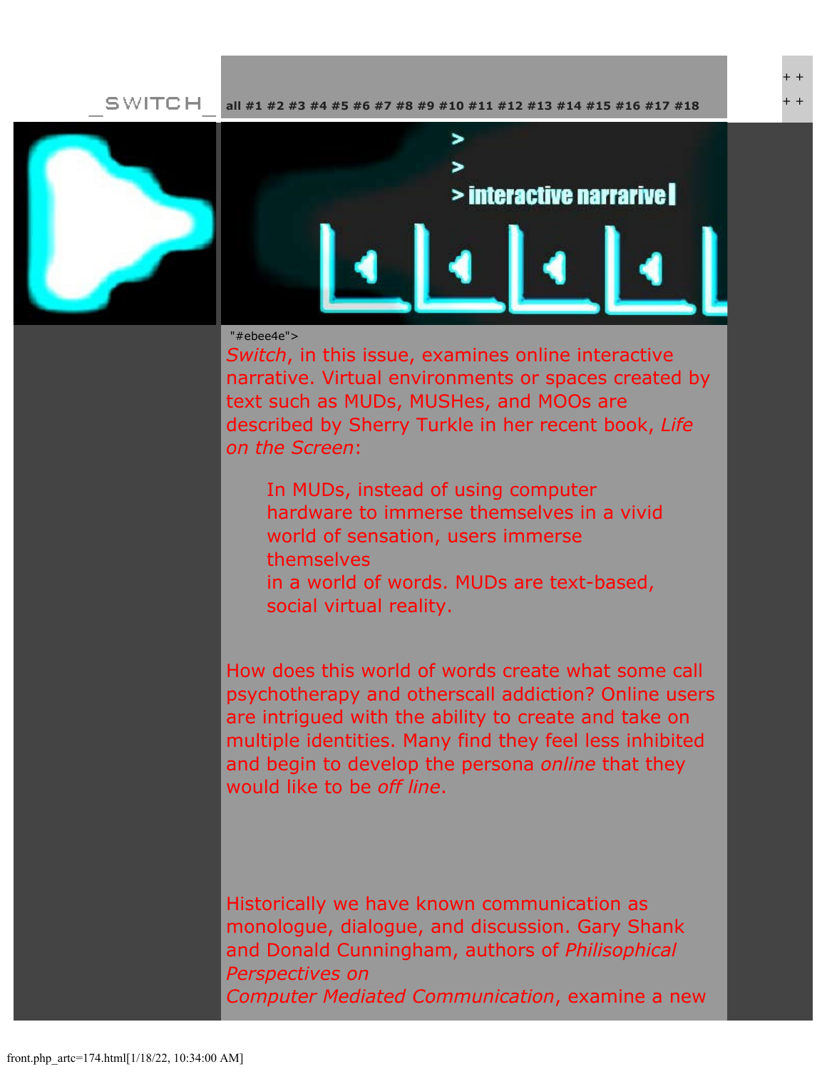_SWITCH_ all #1 #2 #3 #4 #5 #6 #7 #8 #9 #10 #11 #12 #13 #14 #15 #16 #17 #18

> 
> 
> interactive narrarive

"#ebee4e">

*Switch*, in this issue, examines online interactive narrative. Virtual environments or spaces created by text such as MUDs, MUSHes, and MOOs are described by Sherry Turkle in her recent book, *Life on the Screen*:

> In MUDs, instead of using computer hardware to immerse themselves in a vivid world of sensation, users immerse themselves
> in a world of words. MUDs are text-based, social virtual reality.

How does this world of words create what some call psychotherapy and otherscall addiction? Online users are intrigued with the ability to create and take on multiple identities. Many find they feel less inhibited and begin to develop the persona *online* that they would like to be *off line*.

Historically we have known communication as monologue, dialogue, and discussion. Gary Shank and Donald Cunningham, authors of *Philisophical Perspectives on Computer Mediated Communication*, examine a new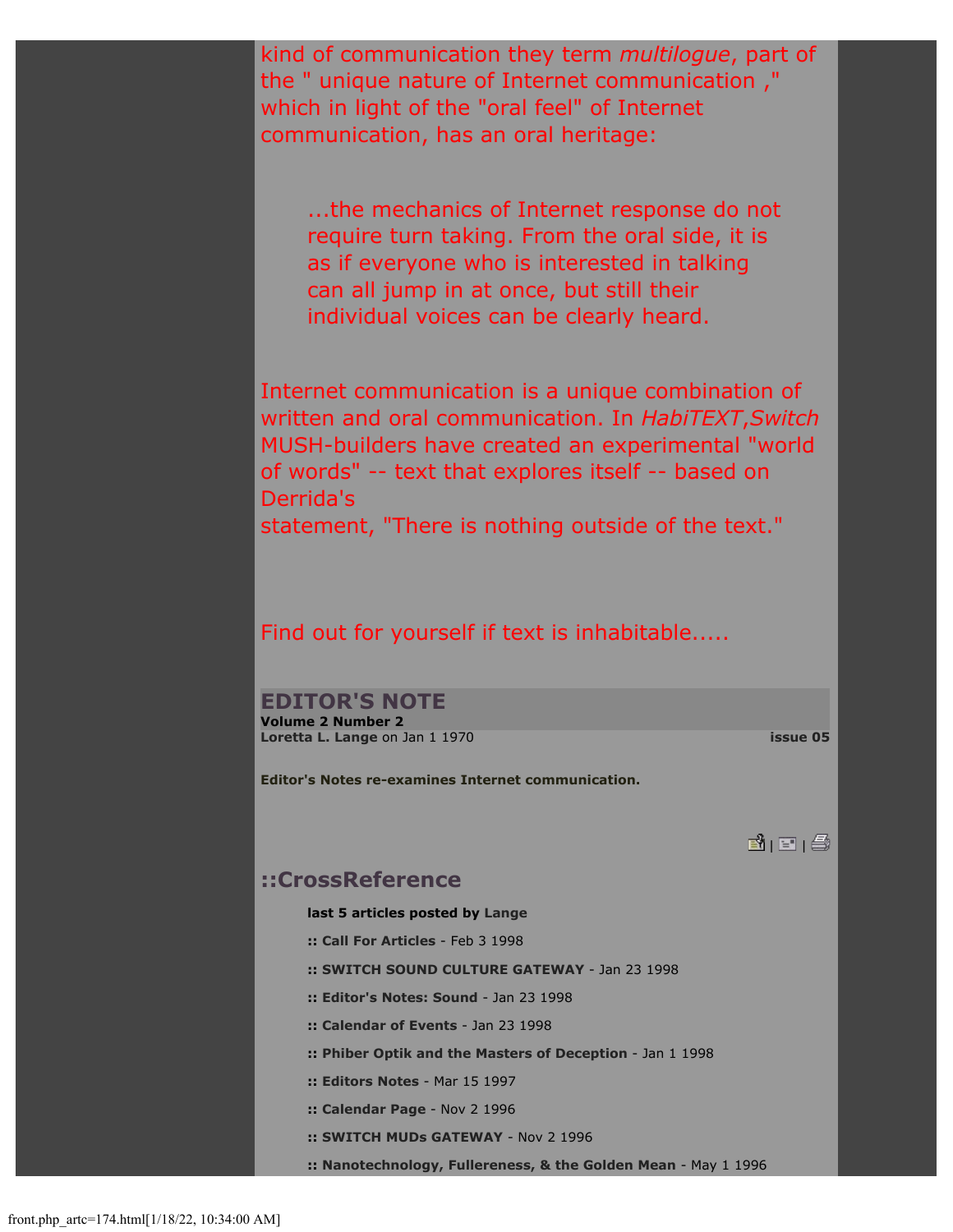kind of communication they term *multilogue*, part of the " unique nature of Internet communication ," which in light of the "oral feel" of Internet communication, has an oral heritage:

> ...the mechanics of Internet response do not require turn taking. From the oral side, it is as if everyone who is interested in talking can all jump in at once, but still their individual voices can be clearly heard.

Internet communication is a unique combination of written and oral communication. In *HabiTEXT*,*Switch* MUSH-builders have created an experimental "world of words" -- text that explores itself -- based on Derrida's
statement, "There is nothing outside of the text."

Find out for yourself if text is inhabitable.....

## EDITOR'S NOTE

**Volume 2 Number 2**
**Loretta L. Lange** on Jan 1 1970 **issue 05**

**Editor's Notes re-examines Internet communication.**

## ::CrossReference

**last 5 articles posted by Lange**

- **:: Call For Articles** - Feb 3 1998
- **:: SWITCH SOUND CULTURE GATEWAY** - Jan 23 1998
- **:: Editor's Notes: Sound** - Jan 23 1998
- **:: Calendar of Events** - Jan 23 1998
- **:: Phiber Optik and the Masters of Deception** - Jan 1 1998
- **:: Editors Notes** - Mar 15 1997
- **:: Calendar Page** - Nov 2 1996
- **:: SWITCH MUDs GATEWAY** - Nov 2 1996
- **:: Nanotechnology, Fullereness, & the Golden Mean** - May 1 1996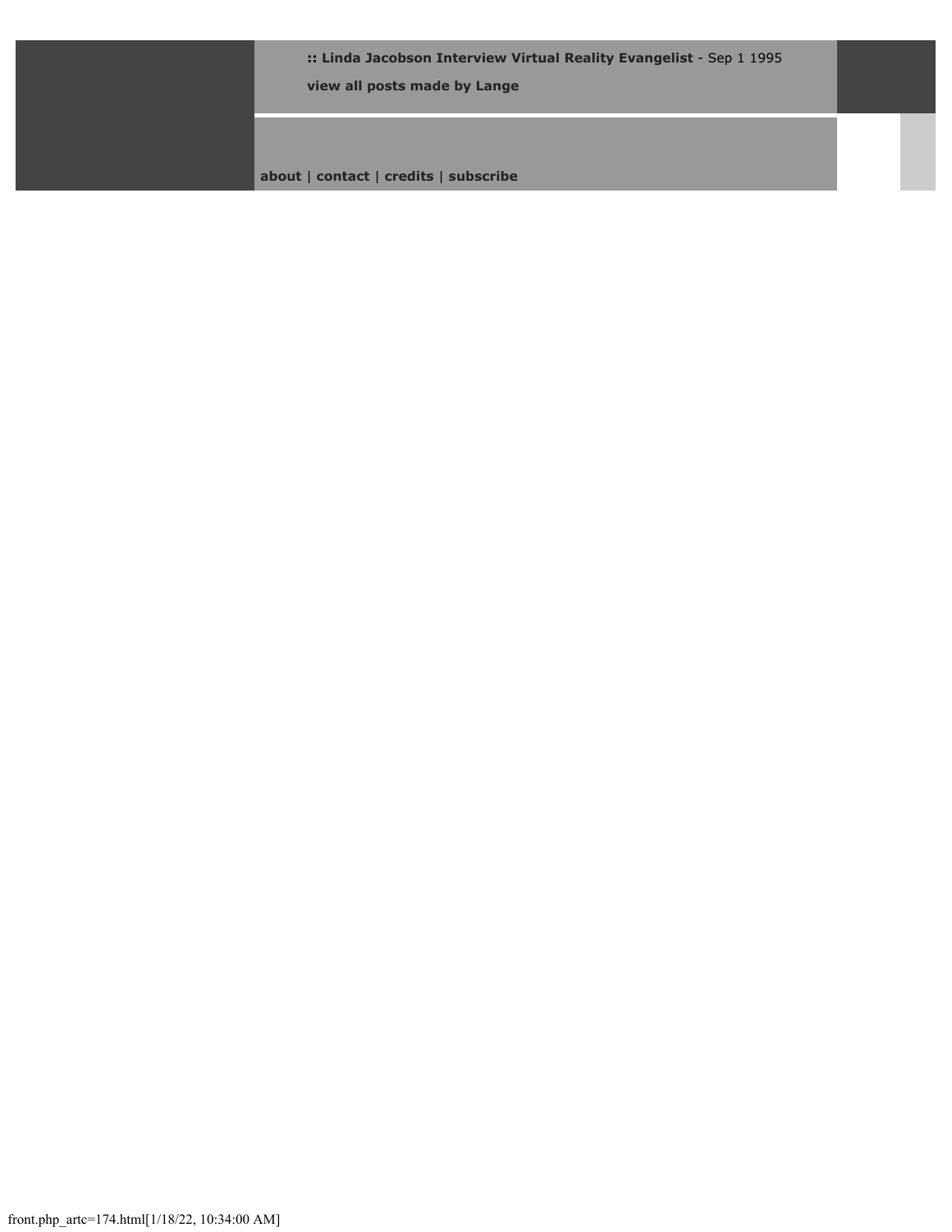**:: Linda Jacobson Interview Virtual Reality Evangelist** - Sep 1 1995

**view all posts made by Lange**

**about** | **contact** | **credits** | **subscribe**